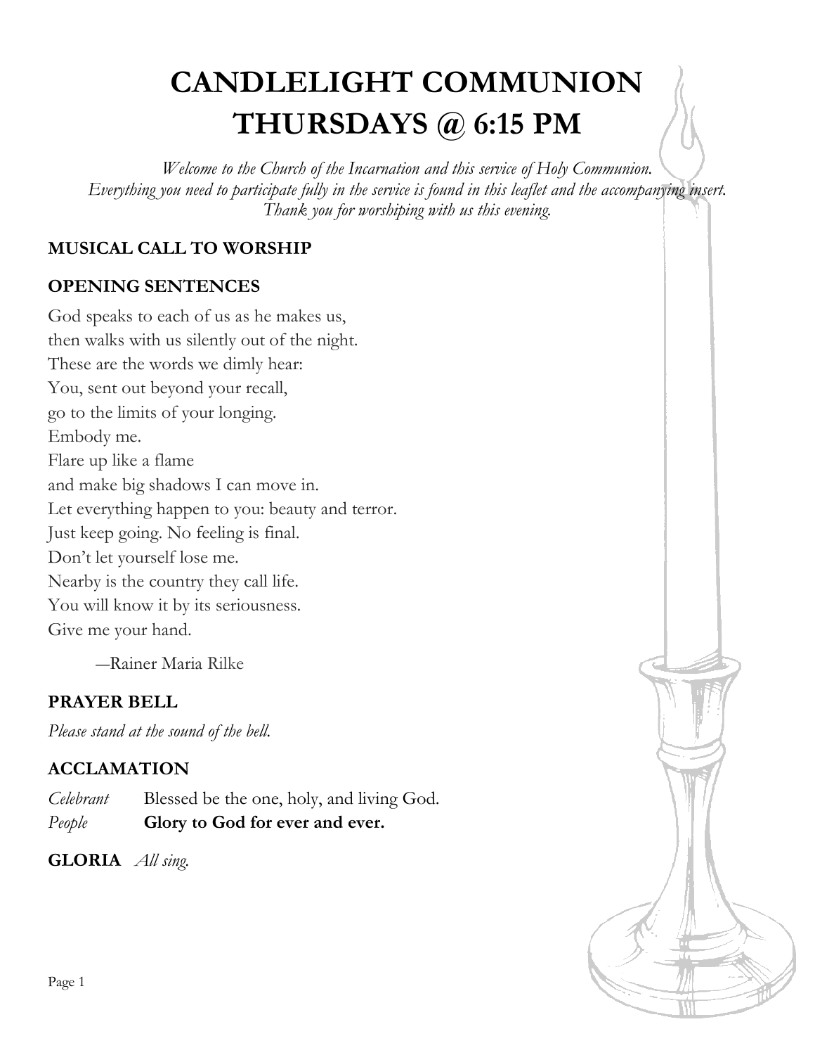# CANDLELIGHT COMMUNION
# THURSDAYS @ 6:15 PM

*Welcome to the Church of the Incarnation and this service of Holy Communion. Everything you need to participate fully in the service is found in this leaflet and the accompanying insert. Thank you for worshiping with us this evening.*

## MUSICAL CALL TO WORSHIP

## OPENING SENTENCES

God speaks to each of us as he makes us,
then walks with us silently out of the night.
These are the words we dimly hear:
You, sent out beyond your recall,
go to the limits of your longing.
Embody me.
Flare up like a flame
and make big shadows I can move in.
Let everything happen to you: beauty and terror.
Just keep going. No feeling is final.
Don't let yourself lose me.
Nearby is the country they call life.
You will know it by its seriousness.
Give me your hand.

—Rainer Maria Rilke

## PRAYER BELL

*Please stand at the sound of the bell.*

## ACCLAMATION

*Celebrant* Blessed be the one, holy, and living God.
*People* **Glory to God for ever and ever.**

**GLORIA** *All sing.*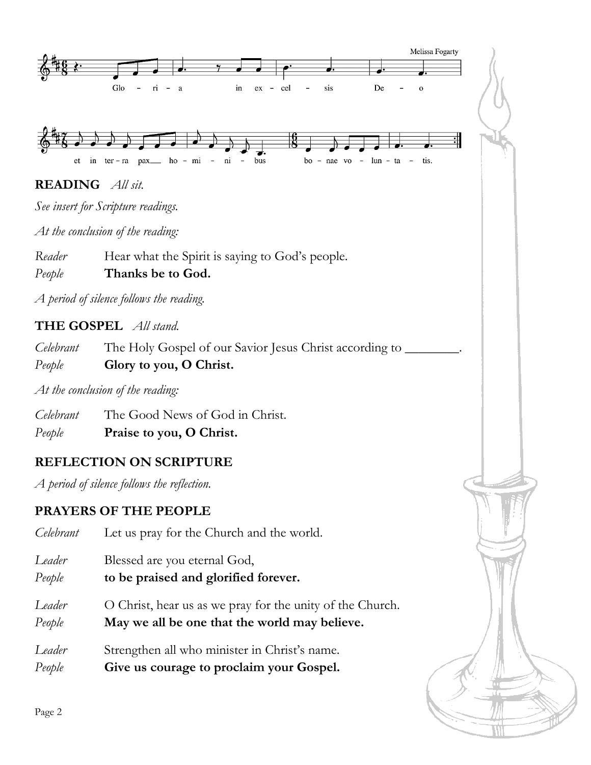Melissa Fogarty

Glo - ri - a in ex - cel - sis De - o

et in ter - ra pax ho - mi - ni - bus bo - nae vo - lun - ta - tis.

## READING *All sit.*

*See insert for Scripture readings.*

*At the conclusion of the reading:*

*Reader* Hear what the Spirit is saying to God's people.
*People* **Thanks be to God.**

*A period of silence follows the reading.*

## THE GOSPEL *All stand.*

*Celebrant* The Holy Gospel of our Savior Jesus Christ according to ________.
*People* **Glory to you, O Christ.**

*At the conclusion of the reading:*

*Celebrant* The Good News of God in Christ.
*People* **Praise to you, O Christ.**

## REFLECTION ON SCRIPTURE

*A period of silence follows the reflection.*

## PRAYERS OF THE PEOPLE

*Celebrant* Let us pray for the Church and the world.

*Leader* Blessed are you eternal God,
*People* **to be praised and glorified forever.**

*Leader* O Christ, hear us as we pray for the unity of the Church.
*People* **May we all be one that the world may believe.**

*Leader* Strengthen all who minister in Christ's name.
*People* **Give us courage to proclaim your Gospel.**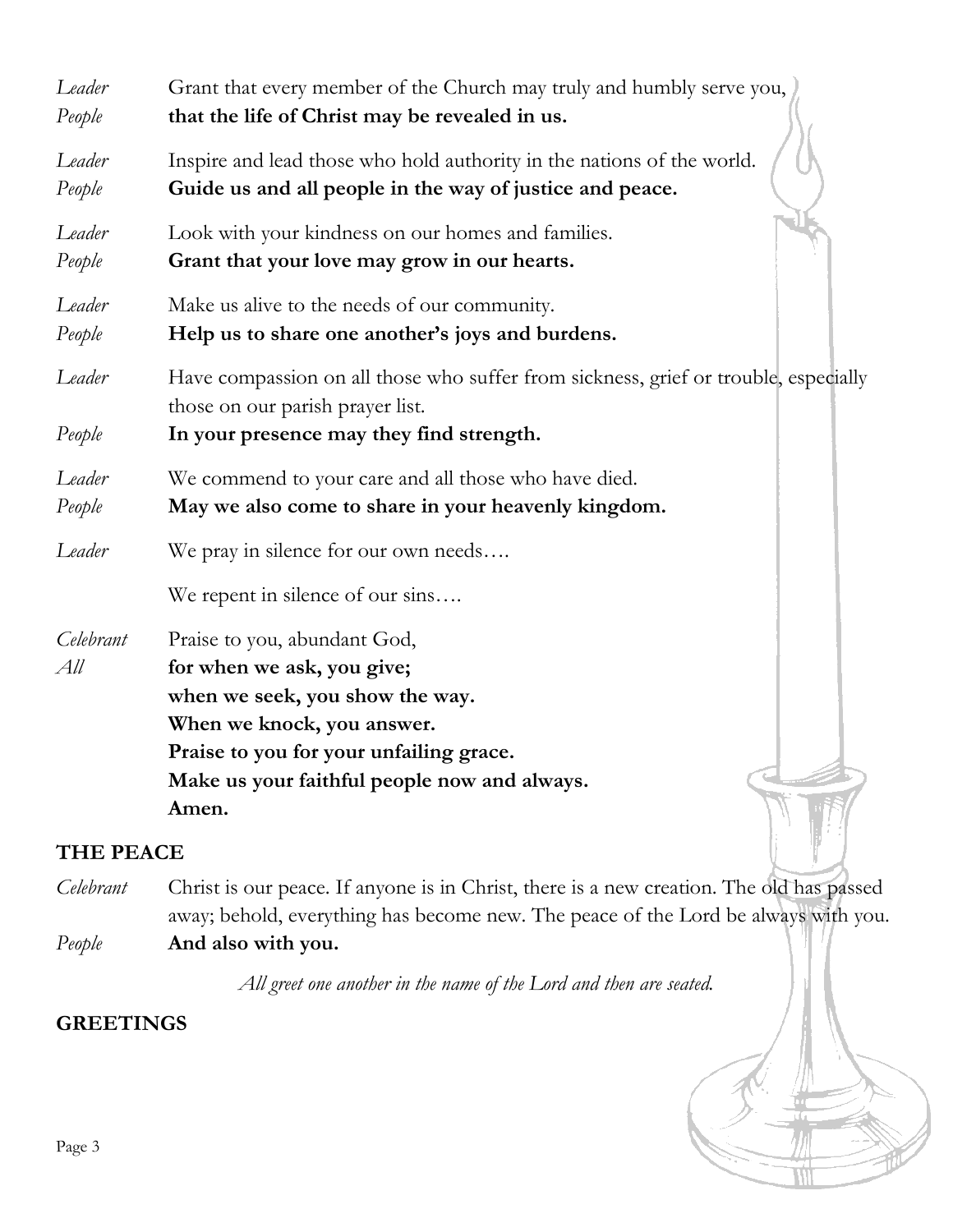*Leader* Grant that every member of the Church may truly and humbly serve you,
*People* **that the life of Christ may be revealed in us.**

*Leader* Inspire and lead those who hold authority in the nations of the world.
*People* **Guide us and all people in the way of justice and peace.**

*Leader* Look with your kindness on our homes and families.
*People* **Grant that your love may grow in our hearts.**

*Leader* Make us alive to the needs of our community.
*People* **Help us to share one another's joys and burdens.**

*Leader* Have compassion on all those who suffer from sickness, grief or trouble, especially those on our parish prayer list.
*People* **In your presence may they find strength.**

*Leader* We commend to your care and all those who have died.
*People* **May we also come to share in your heavenly kingdom.**

*Leader* We pray in silence for our own needs….

We repent in silence of our sins….

*Celebrant* Praise to you, abundant God,
*All* **for when we ask, you give;**
**when we seek, you show the way.**
**When we knock, you answer.**
**Praise to you for your unfailing grace.**
**Make us your faithful people now and always.**
**Amen.**

## THE PEACE

*Celebrant* Christ is our peace. If anyone is in Christ, there is a new creation. The old has passed away; behold, everything has become new. The peace of the Lord be always with you.
*People* **And also with you.**

*All greet one another in the name of the Lord and then are seated.*

## GREETINGS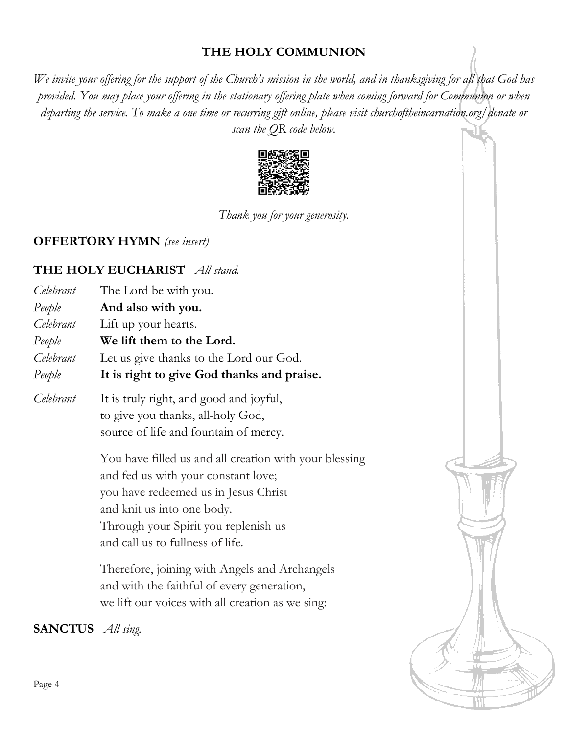# THE HOLY COMMUNION

*We invite your offering for the support of the Church's mission in the world, and in thanksgiving for all that God has provided. You may place your offering in the stationary offering plate when coming forward for Communion or when departing the service. To make a one time or recurring gift online, please visit churchoftheincarnation.org/donate or scan the QR code below.*

*Thank you for your generosity.*

## OFFERTORY HYMN *(see insert)*

## THE HOLY EUCHARIST *All stand.*

*Celebrant* The Lord be with you.
*People* **And also with you.**
*Celebrant* Lift up your hearts.
*People* **We lift them to the Lord.**
*Celebrant* Let us give thanks to the Lord our God.
*People* **It is right to give God thanks and praise.**

*Celebrant* It is truly right, and good and joyful,
to give you thanks, all-holy God,
source of life and fountain of mercy.

You have filled us and all creation with your blessing
and fed us with your constant love;
you have redeemed us in Jesus Christ
and knit us into one body.
Through your Spirit you replenish us
and call us to fullness of life.

Therefore, joining with Angels and Archangels
and with the faithful of every generation,
we lift our voices with all creation as we sing:

## SANCTUS *All sing.*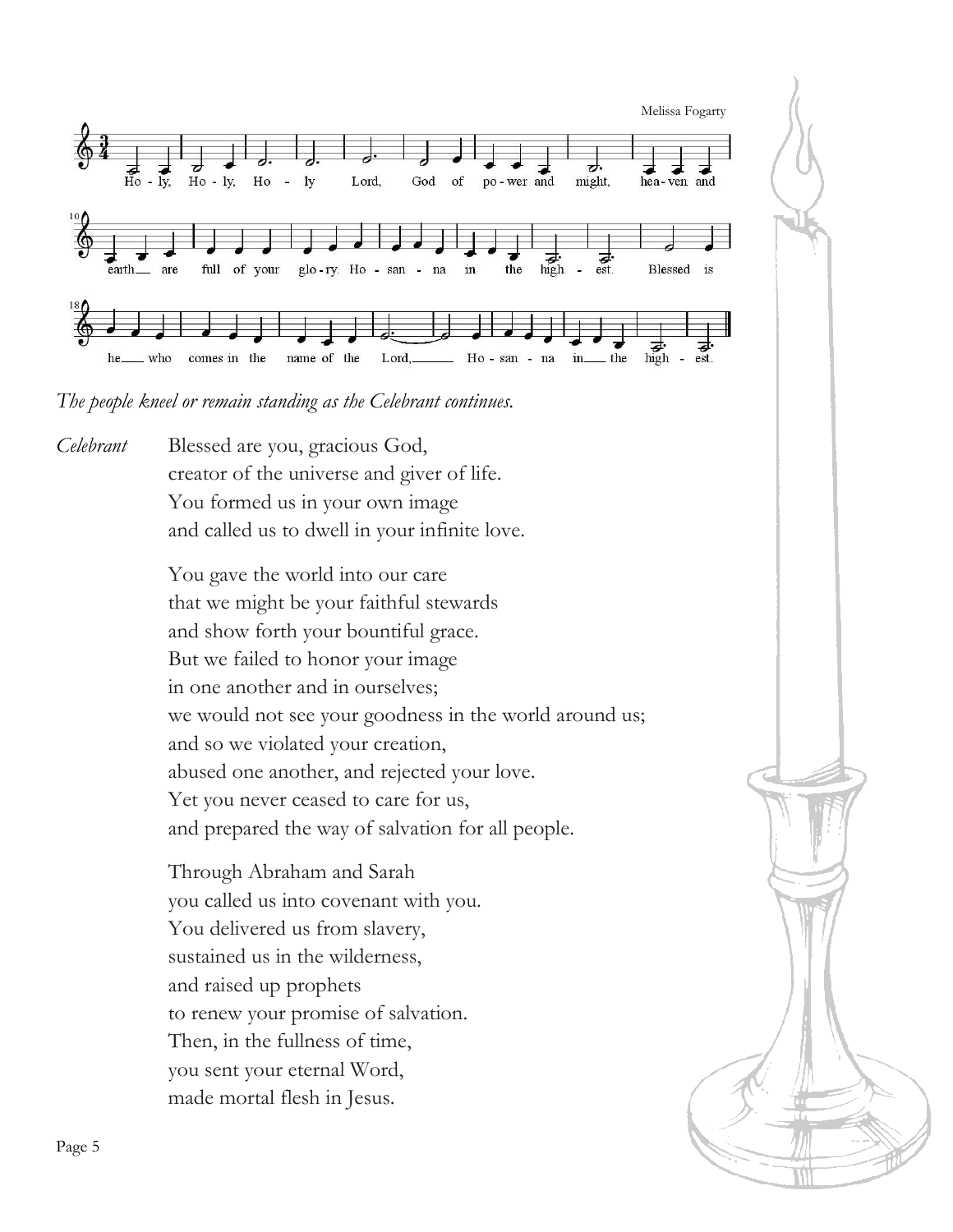Melissa Fogarty

Ho - ly, Ho - ly, Ho - ly Lord, God of po - wer and might, hea - ven and earth are full of your glo - ry. Ho - san - na in the high - est. Blessed is he who comes in the name of the Lord, Ho - san - na in the high - est.

*The people kneel or remain standing as the Celebrant continues.*

*Celebrant* Blessed are you, gracious God,
creator of the universe and giver of life.
You formed us in your own image
and called us to dwell in your infinite love.

You gave the world into our care
that we might be your faithful stewards
and show forth your bountiful grace.
But we failed to honor your image
in one another and in ourselves;
we would not see your goodness in the world around us;
and so we violated your creation,
abused one another, and rejected your love.
Yet you never ceased to care for us,
and prepared the way of salvation for all people.

Through Abraham and Sarah
you called us into covenant with you.
You delivered us from slavery,
sustained us in the wilderness,
and raised up prophets
to renew your promise of salvation.
Then, in the fullness of time,
you sent your eternal Word,
made mortal flesh in Jesus.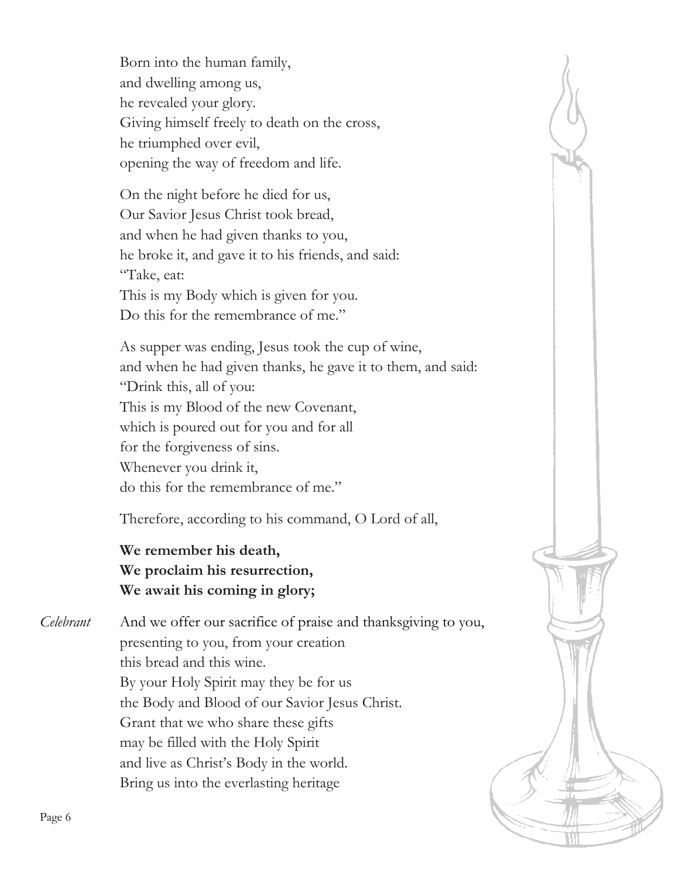Born into the human family,
and dwelling among us,
he revealed your glory.
Giving himself freely to death on the cross,
he triumphed over evil,
opening the way of freedom and life.

On the night before he died for us,
Our Savior Jesus Christ took bread,
and when he had given thanks to you,
he broke it, and gave it to his friends, and said:
"Take, eat:
This is my Body which is given for you.
Do this for the remembrance of me."

As supper was ending, Jesus took the cup of wine,
and when he had given thanks, he gave it to them, and said:
"Drink this, all of you:
This is my Blood of the new Covenant,
which is poured out for you and for all
for the forgiveness of sins.
Whenever you drink it,
do this for the remembrance of me."

Therefore, according to his command, O Lord of all,

**We remember his death,**
**We proclaim his resurrection,**
**We await his coming in glory;**

*Celebrant* And we offer our sacrifice of praise and thanksgiving to you,
presenting to you, from your creation
this bread and this wine.
By your Holy Spirit may they be for us
the Body and Blood of our Savior Jesus Christ.
Grant that we who share these gifts
may be filled with the Holy Spirit
and live as Christ's Body in the world.
Bring us into the everlasting heritage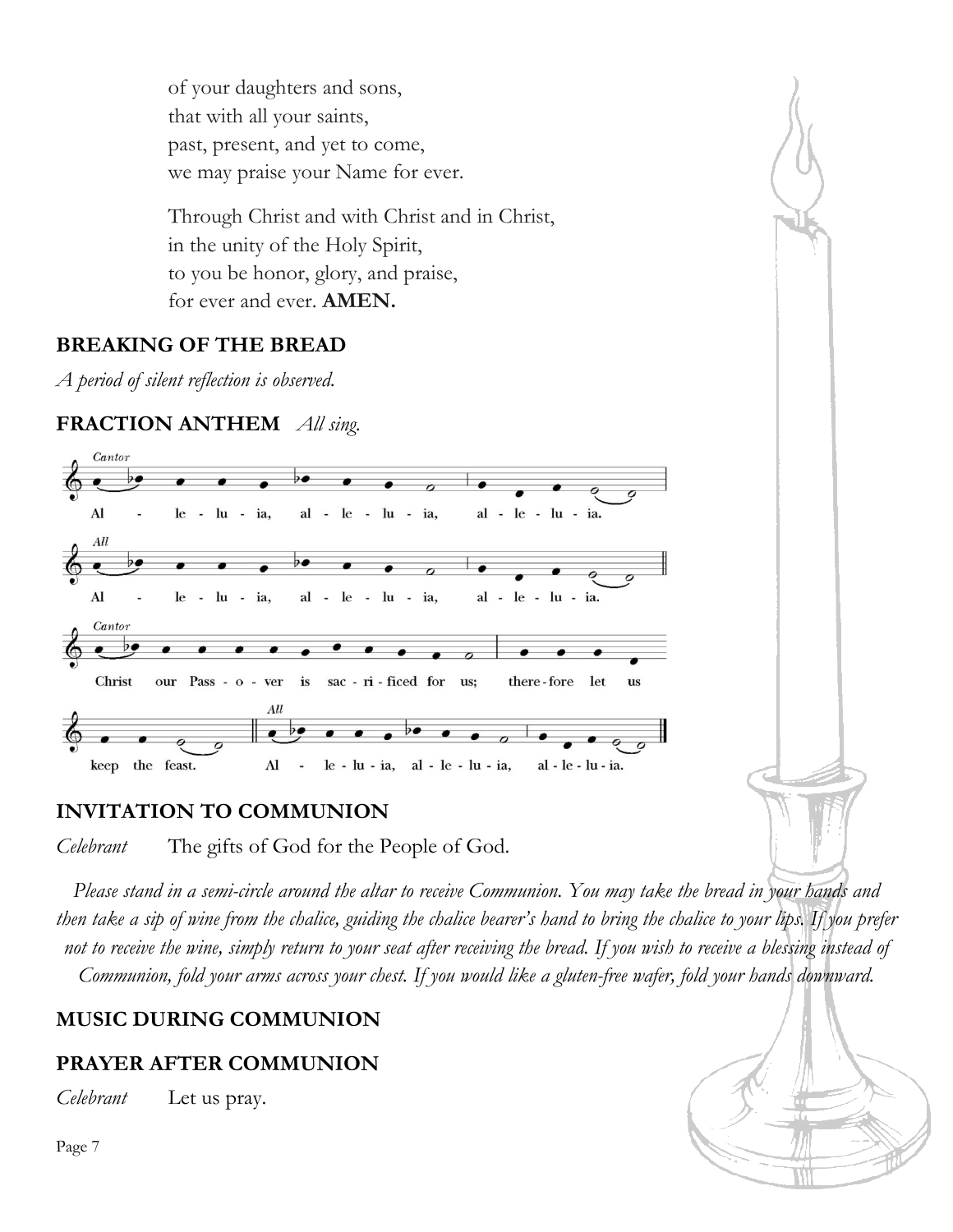of your daughters and sons,
that with all your saints,
past, present, and yet to come,
we may praise your Name for ever.

Through Christ and with Christ and in Christ,
in the unity of the Holy Spirit,
to you be honor, glory, and praise,
for ever and ever. **AMEN.**

## BREAKING OF THE BREAD

*A period of silent reflection is observed.*

## FRACTION ANTHEM *All sing.*

*Cantor* Al - le - lu - ia, al - le - lu - ia, al - le - lu - ia.

*All* Al - le - lu - ia, al - le - lu - ia, al - le - lu - ia.

*Cantor* Christ our Pass - o - ver is sac - ri - ficed for us; there - fore let us keep the feast.

*All* Al - le - lu - ia, al - le - lu - ia, al - le - lu - ia.

## INVITATION TO COMMUNION

*Celebrant* The gifts of God for the People of God.

*Please stand in a semi-circle around the altar to receive Communion. You may take the bread in your hands and then take a sip of wine from the chalice, guiding the chalice bearer's hand to bring the chalice to your lips. If you prefer not to receive the wine, simply return to your seat after receiving the bread. If you wish to receive a blessing instead of Communion, fold your arms across your chest. If you would like a gluten-free wafer, fold your hands downward.*

## MUSIC DURING COMMUNION

## PRAYER AFTER COMMUNION

*Celebrant* Let us pray.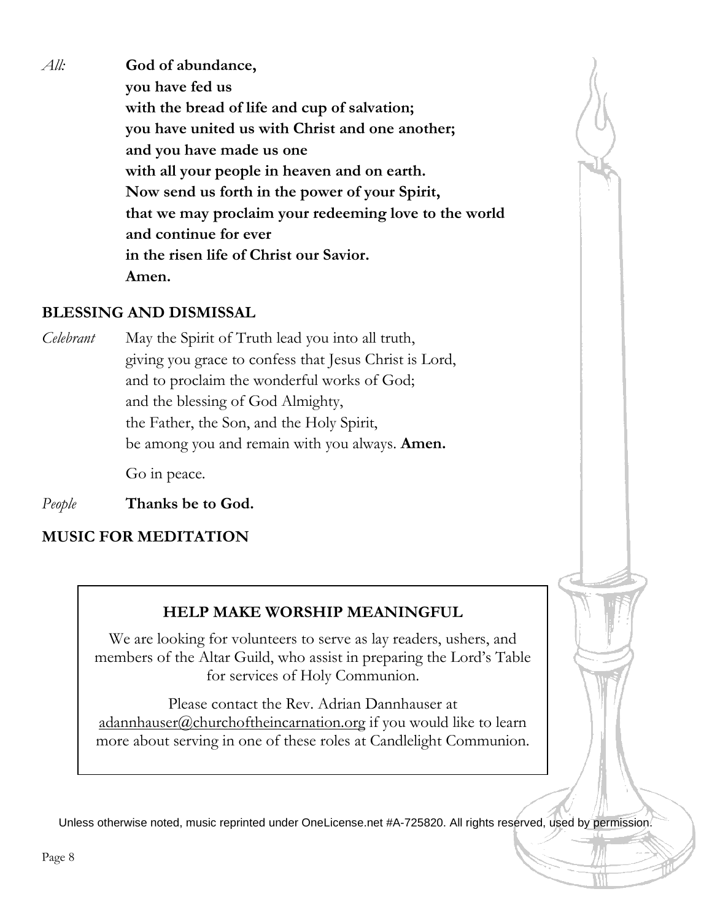*All:* **God of abundance,**
**you have fed us**
**with the bread of life and cup of salvation;**
**you have united us with Christ and one another;**
**and you have made us one**
**with all your people in heaven and on earth.**
**Now send us forth in the power of your Spirit,**
**that we may proclaim your redeeming love to the world**
**and continue for ever**
**in the risen life of Christ our Savior.**
**Amen.**

## BLESSING AND DISMISSAL

*Celebrant* May the Spirit of Truth lead you into all truth,
giving you grace to confess that Jesus Christ is Lord,
and to proclaim the wonderful works of God;
and the blessing of God Almighty,
the Father, the Son, and the Holy Spirit,
be among you and remain with you always. **Amen.**

Go in peace.

*People* **Thanks be to God.**

## MUSIC FOR MEDITATION

### HELP MAKE WORSHIP MEANINGFUL

We are looking for volunteers to serve as lay readers, ushers, and members of the Altar Guild, who assist in preparing the Lord's Table for services of Holy Communion.

Please contact the Rev. Adrian Dannhauser at adannhauser@churchoftheincarnation.org if you would like to learn more about serving in one of these roles at Candlelight Communion.

Unless otherwise noted, music reprinted under OneLicense.net #A-725820. All rights reserved, used by permission.